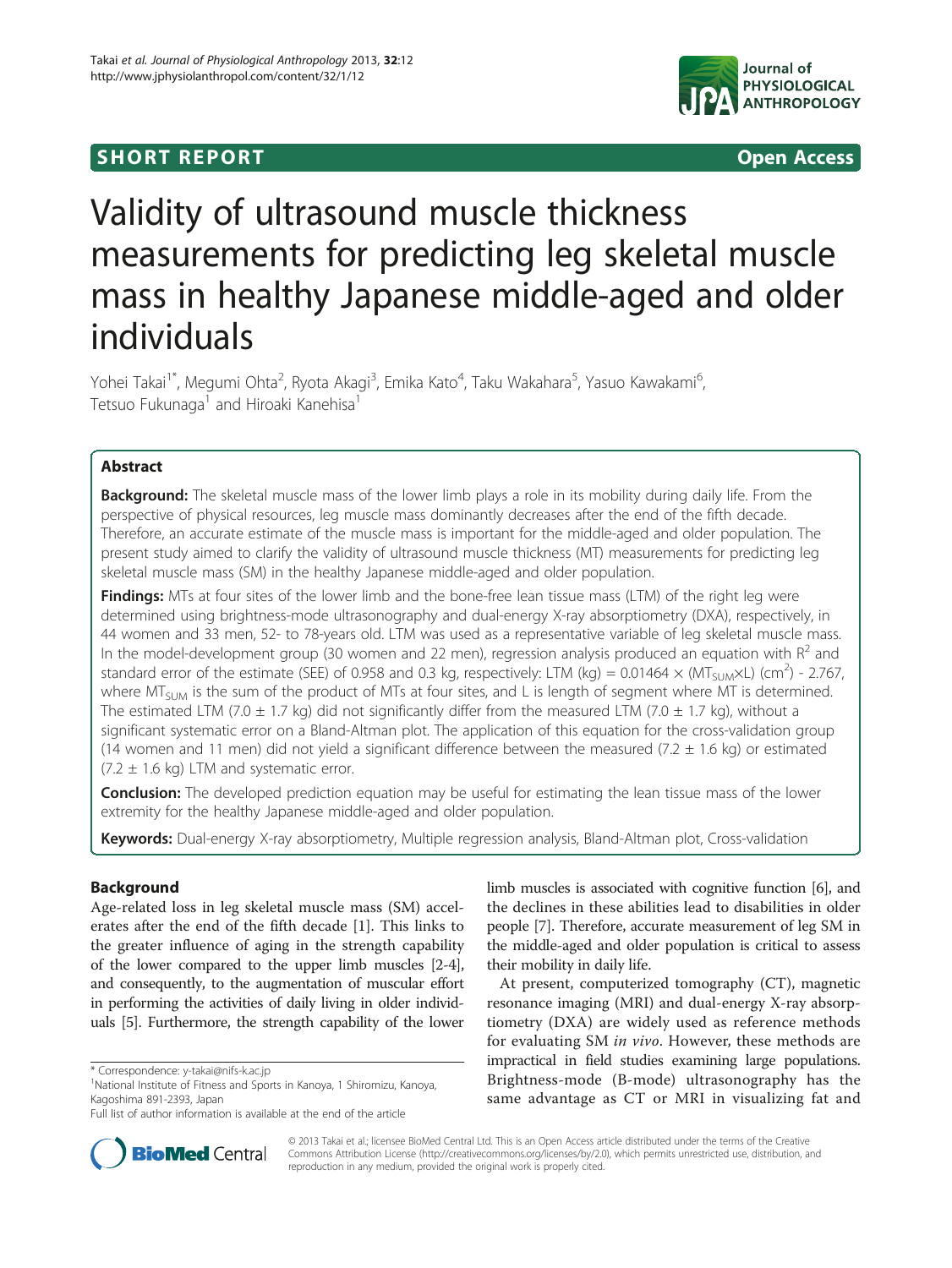**SHORT REPORT** **Open Access**

# Validity of ultrasound muscle thickness measurements for predicting leg skeletal muscle mass in healthy Japanese middle-aged and older individuals

Yohei Takai[1*], Megumi Ohta[2], Ryota Akagi[3], Emika Kato[4], Taku Wakahara[5], Yasuo Kawakami[6], Tetsuo Fukunaga[1] and Hiroaki Kanehisa[1]

## Abstract

**Background:** The skeletal muscle mass of the lower limb plays a role in its mobility during daily life. From the perspective of physical resources, leg muscle mass dominantly decreases after the end of the fifth decade. Therefore, an accurate estimate of the muscle mass is important for the middle-aged and older population. The present study aimed to clarify the validity of ultrasound muscle thickness (MT) measurements for predicting leg skeletal muscle mass (SM) in the healthy Japanese middle-aged and older population.

**Findings:** MTs at four sites of the lower limb and the bone-free lean tissue mass (LTM) of the right leg were determined using brightness-mode ultrasonography and dual-energy X-ray absorptiometry (DXA), respectively, in 44 women and 33 men, 52- to 78-years old. LTM was used as a representative variable of leg skeletal muscle mass. In the model-development group (30 women and 22 men), regression analysis produced an equation with $R^2$ and standard error of the estimate (SEE) of 0.958 and 0.3 kg, respectively: LTM (kg) = 0.01464 × ($MT_{SUM}$×L) ($cm^2$) - 2.767, where $MT_{SUM}$ is the sum of the product of MTs at four sites, and L is length of segment where MT is determined. The estimated LTM (7.0 ± 1.7 kg) did not significantly differ from the measured LTM (7.0 ± 1.7 kg), without a significant systematic error on a Bland-Altman plot. The application of this equation for the cross-validation group (14 women and 11 men) did not yield a significant difference between the measured (7.2 ± 1.6 kg) or estimated (7.2 ± 1.6 kg) LTM and systematic error.

**Conclusion:** The developed prediction equation may be useful for estimating the lean tissue mass of the lower extremity for the healthy Japanese middle-aged and older population.

**Keywords:** Dual-energy X-ray absorptiometry, Multiple regression analysis, Bland-Altman plot, Cross-validation

## Background

Age-related loss in leg skeletal muscle mass (SM) accelerates after the end of the fifth decade [1]. This links to the greater influence of aging in the strength capability of the lower compared to the upper limb muscles [2-4], and consequently, to the augmentation of muscular effort in performing the activities of daily living in older individuals [5]. Furthermore, the strength capability of the lower limb muscles is associated with cognitive function [6], and the declines in these abilities lead to disabilities in older people [7]. Therefore, accurate measurement of leg SM in the middle-aged and older population is critical to assess their mobility in daily life.

At present, computerized tomography (CT), magnetic resonance imaging (MRI) and dual-energy X-ray absorptiometry (DXA) are widely used as reference methods for evaluating SM *in vivo*. However, these methods are impractical in field studies examining large populations. Brightness-mode (B-mode) ultrasonography has the same advantage as CT or MRI in visualizing fat and

\* Correspondence: y-takai@nifs-k.ac.jp
[1]National Institute of Fitness and Sports in Kanoya, 1 Shiromizu, Kanoya, Kagoshima 891-2393, Japan
Full list of author information is available at the end of the article

© 2013 Takai et al.; licensee BioMed Central Ltd. This is an Open Access article distributed under the terms of the Creative Commons Attribution License (http://creativecommons.org/licenses/by/2.0), which permits unrestricted use, distribution, and reproduction in any medium, provided the original work is properly cited.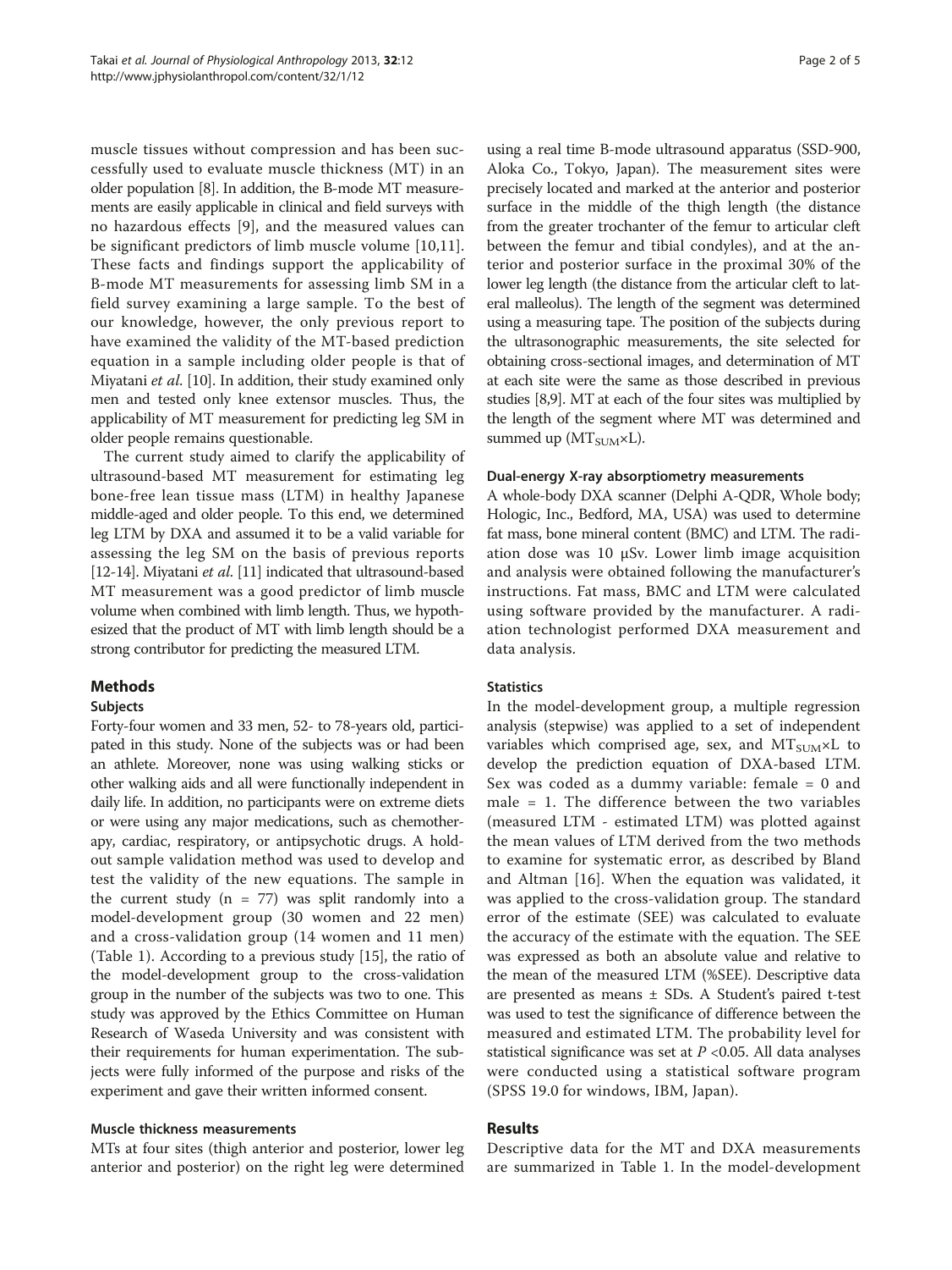muscle tissues without compression and has been successfully used to evaluate muscle thickness (MT) in an older population [8]. In addition, the B-mode MT measurements are easily applicable in clinical and field surveys with no hazardous effects [9], and the measured values can be significant predictors of limb muscle volume [10,11]. These facts and findings support the applicability of B-mode MT measurements for assessing limb SM in a field survey examining a large sample. To the best of our knowledge, however, the only previous report to have examined the validity of the MT-based prediction equation in a sample including older people is that of Miyatani *et al.* [10]. In addition, their study examined only men and tested only knee extensor muscles. Thus, the applicability of MT measurement for predicting leg SM in older people remains questionable.

The current study aimed to clarify the applicability of ultrasound-based MT measurement for estimating leg bone-free lean tissue mass (LTM) in healthy Japanese middle-aged and older people. To this end, we determined leg LTM by DXA and assumed it to be a valid variable for assessing the leg SM on the basis of previous reports [12-14]. Miyatani *et al.* [11] indicated that ultrasound-based MT measurement was a good predictor of limb muscle volume when combined with limb length. Thus, we hypothesized that the product of MT with limb length should be a strong contributor for predicting the measured LTM.

## Methods

### Subjects

Forty-four women and 33 men, 52- to 78-years old, participated in this study. None of the subjects was or had been an athlete. Moreover, none was using walking sticks or other walking aids and all were functionally independent in daily life. In addition, no participants were on extreme diets or were using any major medications, such as chemotherapy, cardiac, respiratory, or antipsychotic drugs. A hold-out sample validation method was used to develop and test the validity of the new equations. The sample in the current study (n = 77) was split randomly into a model-development group (30 women and 22 men) and a cross-validation group (14 women and 11 men) (Table 1). According to a previous study [15], the ratio of the model-development group to the cross-validation group in the number of the subjects was two to one. This study was approved by the Ethics Committee on Human Research of Waseda University and was consistent with their requirements for human experimentation. The subjects were fully informed of the purpose and risks of the experiment and gave their written informed consent.

### Muscle thickness measurements

MTs at four sites (thigh anterior and posterior, lower leg anterior and posterior) on the right leg were determined using a real time B-mode ultrasound apparatus (SSD-900, Aloka Co., Tokyo, Japan). The measurement sites were precisely located and marked at the anterior and posterior surface in the middle of the thigh length (the distance from the greater trochanter of the femur to articular cleft between the femur and tibial condyles), and at the anterior and posterior surface in the proximal 30% of the lower leg length (the distance from the articular cleft to lateral malleolus). The length of the segment was determined using a measuring tape. The position of the subjects during the ultrasonographic measurements, the site selected for obtaining cross-sectional images, and determination of MT at each site were the same as those described in previous studies [8,9]. MT at each of the four sites was multiplied by the length of the segment where MT was determined and summed up ($MT_{SUM}$×L).

### Dual-energy X-ray absorptiometry measurements

A whole-body DXA scanner (Delphi A-QDR, Whole body; Hologic, Inc., Bedford, MA, USA) was used to determine fat mass, bone mineral content (BMC) and LTM. The radiation dose was 10 μSv. Lower limb image acquisition and analysis were obtained following the manufacturer's instructions. Fat mass, BMC and LTM were calculated using software provided by the manufacturer. A radiation technologist performed DXA measurement and data analysis.

### Statistics

In the model-development group, a multiple regression analysis (stepwise) was applied to a set of independent variables which comprised age, sex, and $MT_{SUM}$×L to develop the prediction equation of DXA-based LTM. Sex was coded as a dummy variable: female = 0 and male = 1. The difference between the two variables (measured LTM - estimated LTM) was plotted against the mean values of LTM derived from the two methods to examine for systematic error, as described by Bland and Altman [16]. When the equation was validated, it was applied to the cross-validation group. The standard error of the estimate (SEE) was calculated to evaluate the accuracy of the estimate with the equation. The SEE was expressed as both an absolute value and relative to the mean of the measured LTM (%SEE). Descriptive data are presented as means ± SDs. A Student's paired t-test was used to test the significance of difference between the measured and estimated LTM. The probability level for statistical significance was set at $P$ <0.05. All data analyses were conducted using a statistical software program (SPSS 19.0 for windows, IBM, Japan).

## Results

Descriptive data for the MT and DXA measurements are summarized in Table 1. In the model-development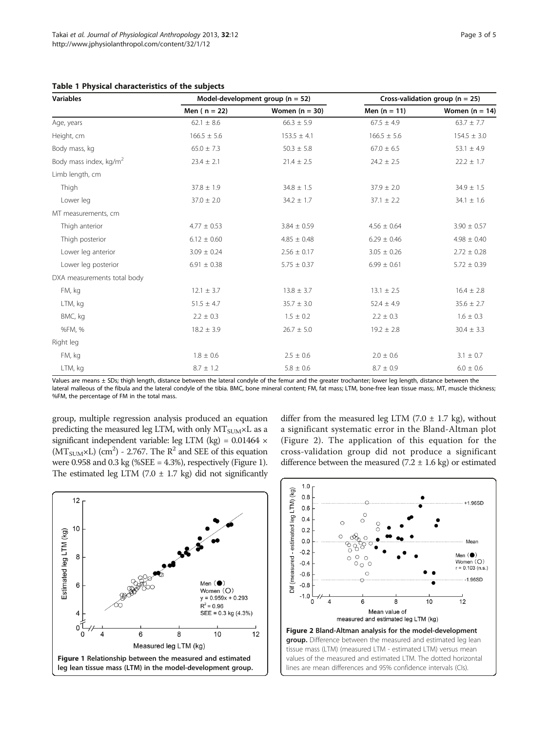**Table 1 Physical characteristics of the subjects**

| Variables | Model-development group (n = 52) | | Cross-validation group (n = 25) | |
|---|---|---|---|---|
| | Men ( n = 22) | Women (n = 30) | Men (n = 11) | Women (n = 14) |
| Age, years | 62.1 ± 8.6 | 66.3 ± 5.9 | 67.5 ± 4.9 | 63.7 ± 7.7 |
| Height, cm | 166.5 ± 5.6 | 153.5 ± 4.1 | 166.5 ± 5.6 | 154.5 ± 3.0 |
| Body mass, kg | 65.0 ± 7.3 | 50.3 ± 5.8 | 67.0 ± 6.5 | 53.1 ± 4.9 |
| Body mass index, $kg/m^2$ | 23.4 ± 2.1 | 21.4 ± 2.5 | 24.2 ± 2.5 | 22.2 ± 1.7 |
| Limb length, cm | | | | |
| Thigh | 37.8 ± 1.9 | 34.8 ± 1.5 | 37.9 ± 2.0 | 34.9 ± 1.5 |
| Lower leg | 37.0 ± 2.0 | 34.2 ± 1.7 | 37.1 ± 2.2 | 34.1 ± 1.6 |
| MT measurements, cm | | | | |
| Thigh anterior | 4.77 ± 0.53 | 3.84 ± 0.59 | 4.56 ± 0.64 | 3.90 ± 0.57 |
| Thigh posterior | 6.12 ± 0.60 | 4.85 ± 0.48 | 6.29 ± 0.46 | 4.98 ± 0.40 |
| Lower leg anterior | 3.09 ± 0.24 | 2.56 ± 0.17 | 3.05 ± 0.26 | 2.72 ± 0.28 |
| Lower leg posterior | 6.91 ± 0.38 | 5.75 ± 0.37 | 6.99 ± 0.61 | 5.72 ± 0.39 |
| DXA measurements total body | | | | |
| FM, kg | 12.1 ± 3.7 | 13.8 ± 3.7 | 13.1 ± 2.5 | 16.4 ± 2.8 |
| LTM, kg | 51.5 ± 4.7 | 35.7 ± 3.0 | 52.4 ± 4.9 | 35.6 ± 2.7 |
| BMC, kg | 2.2 ± 0.3 | 1.5 ± 0.2 | 2.2 ± 0.3 | 1.6 ± 0.3 |
| %FM, % | 18.2 ± 3.9 | 26.7 ± 5.0 | 19.2 ± 2.8 | 30.4 ± 3.3 |
| Right leg | | | | |
| FM, kg | 1.8 ± 0.6 | 2.5 ± 0.6 | 2.0 ± 0.6 | 3.1 ± 0.7 |
| LTM, kg | 8.7 ± 1.2 | 5.8 ± 0.6 | 8.7 ± 0.9 | 6.0 ± 0.6 |

Values are means ± SDs; thigh length, distance between the lateral condyle of the femur and the greater trochanter; lower leg length, distance between the lateral malleous of the fibula and the lateral condyle of the tibia. BMC, bone mineral content; FM, fat mass; LTM, bone-free lean tissue mass;. MT, muscle thickness; %FM, the percentage of FM in the total mass.

group, multiple regression analysis produced an equation predicting the measured leg LTM, with only $MT_{SUM}$×L as a significant independent variable: leg LTM (kg) = 0.01464 × ($MT_{SUM}$×L) ($cm^2$) - 2.767. The $R^2$ and SEE of this equation were 0.958 and 0.3 kg (%SEE = 4.3%), respectively (Figure 1). The estimated leg LTM (7.0 ± 1.7 kg) did not significantly differ from the measured leg LTM (7.0 ± 1.7 kg), without a significant systematic error in the Bland-Altman plot (Figure 2). The application of this equation for the cross-validation group did not produce a significant difference between the measured (7.2 ± 1.6 kg) or estimated

**Figure 1 Relationship between the measured and estimated leg lean tissue mass (LTM) in the model-development group.**

**Figure 2 Bland-Altman analysis for the model-development group.** Difference between the measured and estimated leg lean tissue mass (LTM) (measured LTM - estimated LTM) versus mean values of the measured and estimated LTM. The dotted horizontal lines are mean differences and 95% confidence intervals (CIs).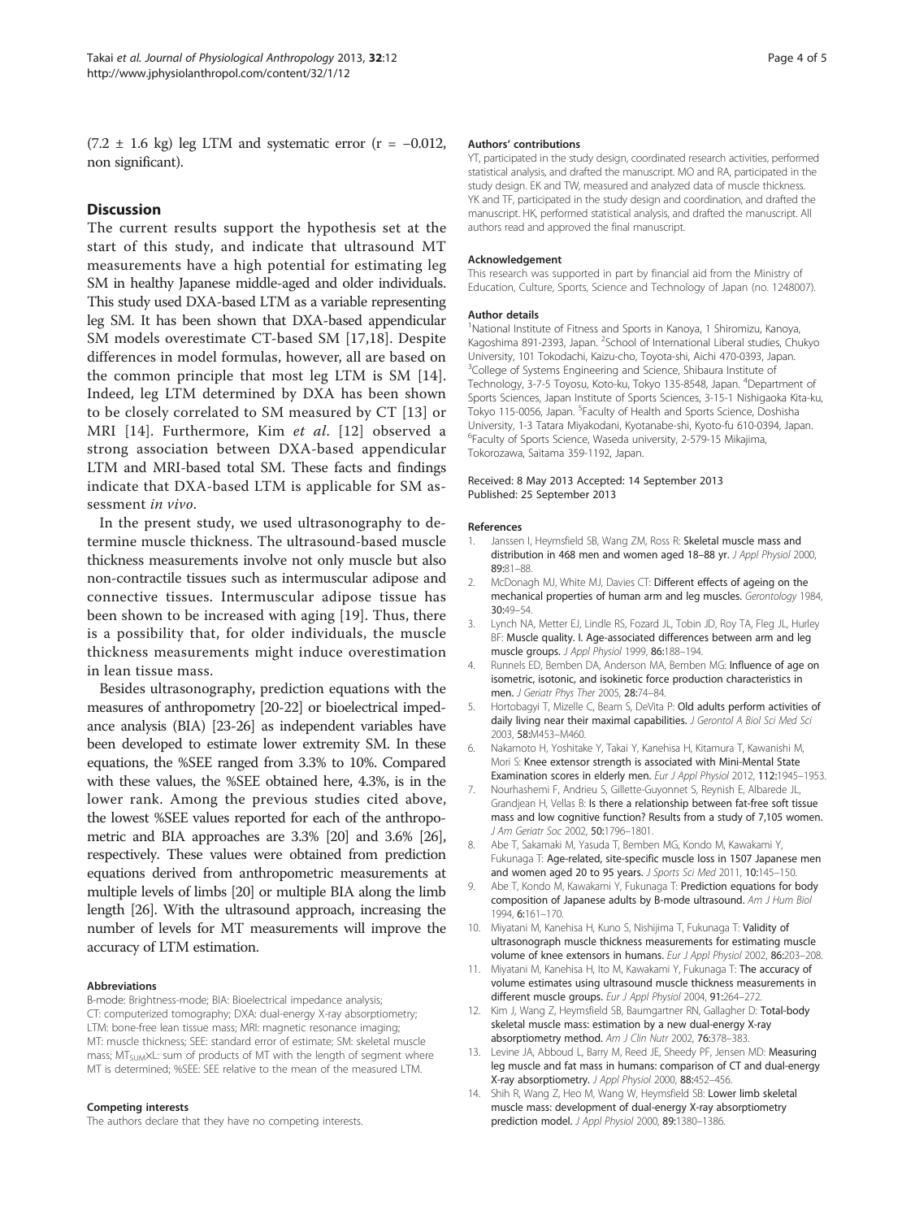(7.2 ± 1.6 kg) leg LTM and systematic error (r = −0.012, non significant).

## Discussion

The current results support the hypothesis set at the start of this study, and indicate that ultrasound MT measurements have a high potential for estimating leg SM in healthy Japanese middle-aged and older individuals. This study used DXA-based LTM as a variable representing leg SM. It has been shown that DXA-based appendicular SM models overestimate CT-based SM [17,18]. Despite differences in model formulas, however, all are based on the common principle that most leg LTM is SM [14]. Indeed, leg LTM determined by DXA has been shown to be closely correlated to SM measured by CT [13] or MRI [14]. Furthermore, Kim *et al.* [12] observed a strong association between DXA-based appendicular LTM and MRI-based total SM. These facts and findings indicate that DXA-based LTM is applicable for SM assessment *in vivo*.

In the present study, we used ultrasonography to determine muscle thickness. The ultrasound-based muscle thickness measurements involve not only muscle but also non-contractile tissues such as intermuscular adipose and connective tissues. Intermuscular adipose tissue has been shown to be increased with aging [19]. Thus, there is a possibility that, for older individuals, the muscle thickness measurements might induce overestimation in lean tissue mass.

Besides ultrasonography, prediction equations with the measures of anthropometry [20-22] or bioelectrical impedance analysis (BIA) [23-26] as independent variables have been developed to estimate lower extremity SM. In these equations, the %SEE ranged from 3.3% to 10%. Compared with these values, the %SEE obtained here, 4.3%, is in the lower rank. Among the previous studies cited above, the lowest %SEE values reported for each of the anthropometric and BIA approaches are 3.3% [20] and 3.6% [26], respectively. These values were obtained from prediction equations derived from anthropometric measurements at multiple levels of limbs [20] or multiple BIA along the limb length [26]. With the ultrasound approach, increasing the number of levels for MT measurements will improve the accuracy of LTM estimation.

### Abbreviations

B-mode: Brightness-mode; BIA: Bioelectrical impedance analysis; CT: computerized tomography; DXA: dual-energy X-ray absorptiometry; LTM: bone-free lean tissue mass; MRI: magnetic resonance imaging; MT: muscle thickness; SEE: standard error of estimate; SM: skeletal muscle mass; $MT_{SUM}$×L: sum of products of MT with the length of segment where MT is determined; %SEE: SEE relative to the mean of the measured LTM.

### Competing interests

The authors declare that they have no competing interests.

### Authors' contributions

YT, participated in the study design, coordinated research activities, performed statistical analysis, and drafted the manuscript. MO and RA, participated in the study design. EK and TW, measured and analyzed data of muscle thickness. YK and TF, participated in the study design and coordination, and drafted the manuscript. HK, performed statistical analysis, and drafted the manuscript. All authors read and approved the final manuscript.

### Acknowledgement

This research was supported in part by financial aid from the Ministry of Education, Culture, Sports, Science and Technology of Japan (no. 1248007).

### Author details

[1]National Institute of Fitness and Sports in Kanoya, 1 Shiromizu, Kanoya, Kagoshima 891-2393, Japan. [2]School of International Liberal studies, Chukyo University, 101 Tokodachi, Kaizu-cho, Toyota-shi, Aichi 470-0393, Japan. [3]College of Systems Engineering and Science, Shibaura Institute of Technology, 3-7-5 Toyosu, Koto-ku, Tokyo 135-8548, Japan. [4]Department of Sports Sciences, Japan Institute of Sports Sciences, 3-15-1 Nishigaoka Kita-ku, Tokyo 115-0056, Japan. [5]Faculty of Health and Sports Science, Doshisha University, 1-3 Tatara Miyakodani, Kyotanabe-shi, Kyoto-fu 610-0394, Japan. [6]Faculty of Sports Science, Waseda university, 2-579-15 Mikajima, Tokorozawa, Saitama 359-1192, Japan.

Received: 8 May 2013 Accepted: 14 September 2013
Published: 25 September 2013

### References

1. Janssen I, Heymsfield SB, Wang ZM, Ross R: **Skeletal muscle mass and distribution in 468 men and women aged 18–88 yr.** *J Appl Physiol* 2000, **89:**81–88.
2. McDonagh MJ, White MJ, Davies CT: **Different effects of ageing on the mechanical properties of human arm and leg muscles.** *Gerontology* 1984, **30:**49–54.
3. Lynch NA, Metter EJ, Lindle RS, Fozard JL, Tobin JD, Roy TA, Fleg JL, Hurley BF: **Muscle quality. I. Age-associated differences between arm and leg muscle groups.** *J Appl Physiol* 1999, **86:**188–194.
4. Runnels ED, Bemben DA, Anderson MA, Bemben MG: **Influence of age on isometric, isotonic, and isokinetic force production characteristics in men.** *J Geriatr Phys Ther* 2005, **28:**74–84.
5. Hortobagyi T, Mizelle C, Beam S, DeVita P: **Old adults perform activities of daily living near their maximal capabilities.** *J Gerontol A Biol Sci Med Sci* 2003, **58:**M453–M460.
6. Nakamoto H, Yoshitake Y, Takai Y, Kanehisa H, Kitamura T, Kawanishi M, Mori S: **Knee extensor strength is associated with Mini-Mental State Examination scores in elderly men.** *Eur J Appl Physiol* 2012, **112:**1945–1953.
7. Nourhashemi F, Andrieu S, Gillette-Guyonnet S, Reynish E, Albarede JL, Grandjean H, Vellas B: **Is there a relationship between fat-free soft tissue mass and low cognitive function? Results from a study of 7,105 women.** *J Am Geriatr Soc* 2002, **50:**1796–1801.
8. Abe T, Sakamaki M, Yasuda T, Bemben MG, Kondo M, Kawakami Y, Fukunaga T: **Age-related, site-specific muscle loss in 1507 Japanese men and women aged 20 to 95 years.** *J Sports Sci Med* 2011, **10:**145–150.
9. Abe T, Kondo M, Kawakami Y, Fukunaga T: **Prediction equations for body composition of Japanese adults by B-mode ultrasound.** *Am J Hum Biol* 1994, **6:**161–170.
10. Miyatani M, Kanehisa H, Kuno S, Nishijima T, Fukunaga T: **Validity of ultrasonograph muscle thickness measurements for estimating muscle volume of knee extensors in humans.** *Eur J Appl Physiol* 2002, **86:**203–208.
11. Miyatani M, Kanehisa H, Ito M, Kawakami Y, Fukunaga T: **The accuracy of volume estimates using ultrasound muscle thickness measurements in different muscle groups.** *Eur J Appl Physiol* 2004, **91:**264–272.
12. Kim J, Wang Z, Heymsfield SB, Baumgartner RN, Gallagher D: **Total-body skeletal muscle mass: estimation by a new dual-energy X-ray absorptiometry method.** *Am J Clin Nutr* 2002, **76:**378–383.
13. Levine JA, Abboud L, Barry M, Reed JE, Sheedy PF, Jensen MD: **Measuring leg muscle and fat mass in humans: comparison of CT and dual-energy X-ray absorptiometry.** *J Appl Physiol* 2000, **88:**452–456.
14. Shih R, Wang Z, Heo M, Wang W, Heymsfield SB: **Lower limb skeletal muscle mass: development of dual-energy X-ray absorptiometry prediction model.** *J Appl Physiol* 2000, **89:**1380–1386.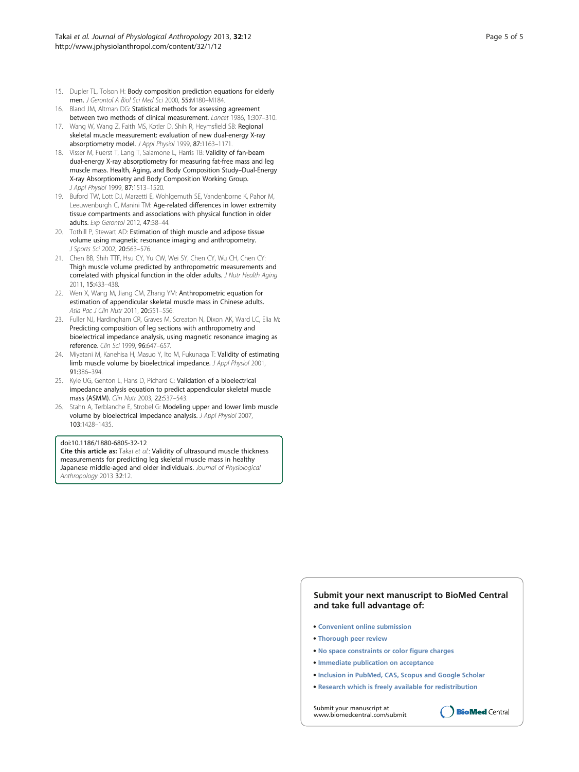15. Dupler TL, Tolson H: Body composition prediction equations for elderly men. *J Gerontol A Biol Sci Med Sci* 2000, **55:**M180–M184.
16. Bland JM, Altman DG: Statistical methods for assessing agreement between two methods of clinical measurement. *Lancet* 1986, **1:**307–310.
17. Wang W, Wang Z, Faith MS, Kotler D, Shih R, Heymsfield SB: Regional skeletal muscle measurement: evaluation of new dual-energy X-ray absorptiometry model. *J Appl Physiol* 1999, **87:**1163–1171.
18. Visser M, Fuerst T, Lang T, Salamone L, Harris TB: Validity of fan-beam dual-energy X-ray absorptiometry for measuring fat-free mass and leg muscle mass. Health, Aging, and Body Composition Study–Dual-Energy X-ray Absorptiometry and Body Composition Working Group. *J Appl Physiol* 1999, **87:**1513–1520.
19. Buford TW, Lott DJ, Marzetti E, Wohlgemuth SE, Vandenborne K, Pahor M, Leeuwenburgh C, Manini TM: Age-related differences in lower extremity tissue compartments and associations with physical function in older adults. *Exp Gerontol* 2012, **47:**38–44.
20. Tothill P, Stewart AD: Estimation of thigh muscle and adipose tissue volume using magnetic resonance imaging and anthropometry. *J Sports Sci* 2002, **20:**563–576.
21. Chen BB, Shih TTF, Hsu CY, Yu CW, Wei SY, Chen CY, Wu CH, Chen CY: Thigh muscle volume predicted by anthropometric measurements and correlated with physical function in the older adults. *J Nutr Health Aging* 2011, **15:**433–438.
22. Wen X, Wang M, Jiang CM, Zhang YM: Anthropometric equation for estimation of appendicular skeletal muscle mass in Chinese adults. *Asia Pac J Clin Nutr* 2011, **20:**551–556.
23. Fuller NJ, Hardingham CR, Graves M, Screaton N, Dixon AK, Ward LC, Elia M: Predicting composition of leg sections with anthropometry and bioelectrical impedance analysis, using magnetic resonance imaging as reference. *Clin Sci* 1999, **96:**647–657.
24. Miyatani M, Kanehisa H, Masuo Y, Ito M, Fukunaga T: Validity of estimating limb muscle volume by bioelectrical impedance. *J Appl Physiol* 2001, **91:**386–394.
25. Kyle UG, Genton L, Hans D, Pichard C: Validation of a bioelectrical impedance analysis equation to predict appendicular skeletal muscle mass (ASMM). *Clin Nutr* 2003, **22:**537–543.
26. Stahn A, Terblanche E, Strobel G: Modeling upper and lower limb muscle volume by bioelectrical impedance analysis. *J Appl Physiol* 2007, **103:**1428–1435.

doi:10.1186/1880-6805-32-12

**Cite this article as:** Takai *et al.*: Validity of ultrasound muscle thickness measurements for predicting leg skeletal muscle mass in healthy Japanese middle-aged and older individuals. *Journal of Physiological Anthropology* 2013 **32**:12.

**Submit your next manuscript to BioMed Central and take full advantage of:**

- **Convenient online submission**
- **Thorough peer review**
- **No space constraints or color figure charges**
- **Immediate publication on acceptance**
- **Inclusion in PubMed, CAS, Scopus and Google Scholar**
- **Research which is freely available for redistribution**

Submit your manuscript at
www.biomedcentral.com/submit

BioMed Central